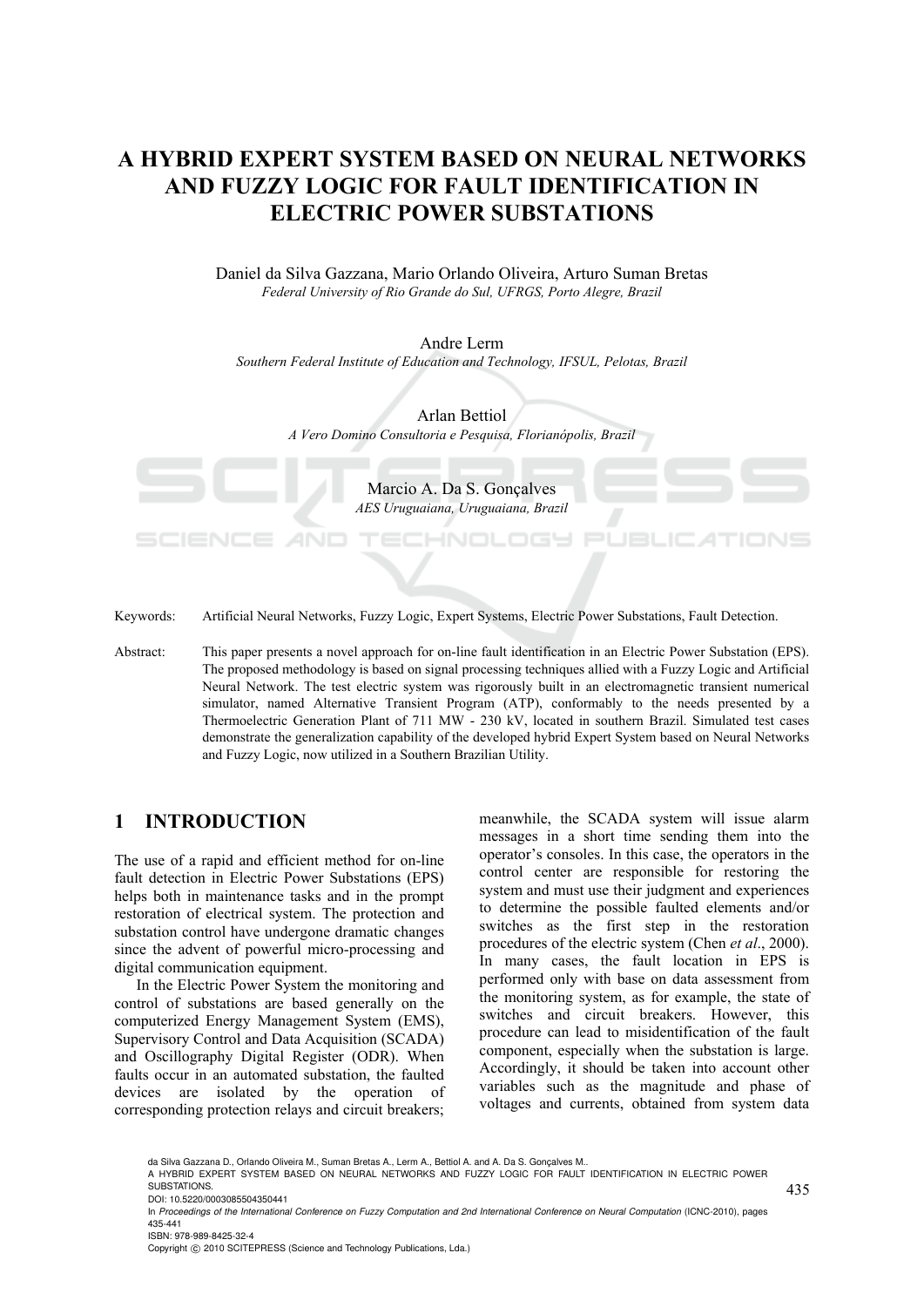# A HYBRID EXPERT SYSTEM BASED ON NEURAL NETWORKS AND FUZZY LOGIC FOR FAULT IDENTIFICATION IN ELECTRIC POWER SUBSTATIONS

Daniel da Silva Gazzana, Mario Orlando Oliveira, Arturo Suman Bretas
*Federal University of Rio Grande do Sul, UFRGS, Porto Alegre, Brazil*

Andre Lerm
*Southern Federal Institute of Education and Technology, IFSUL, Pelotas, Brazil*

Arlan Bettiol
*A Vero Domino Consultoria e Pesquisa, Florianópolis, Brazil*

Marcio A. Da S. Gonçalves
*AES Uruguaiana, Uruguaiana, Brazil*

Keywords: Artificial Neural Networks, Fuzzy Logic, Expert Systems, Electric Power Substations, Fault Detection.

Abstract: This paper presents a novel approach for on-line fault identification in an Electric Power Substation (EPS). The proposed methodology is based on signal processing techniques allied with a Fuzzy Logic and Artificial Neural Network. The test electric system was rigorously built in an electromagnetic transient numerical simulator, named Alternative Transient Program (ATP), conformably to the needs presented by a Thermoelectric Generation Plant of 711 MW - 230 kV, located in southern Brazil. Simulated test cases demonstrate the generalization capability of the developed hybrid Expert System based on Neural Networks and Fuzzy Logic, now utilized in a Southern Brazilian Utility.

## 1 INTRODUCTION

The use of a rapid and efficient method for on-line fault detection in Electric Power Substations (EPS) helps both in maintenance tasks and in the prompt restoration of electrical system. The protection and substation control have undergone dramatic changes since the advent of powerful micro-processing and digital communication equipment.

In the Electric Power System the monitoring and control of substations are based generally on the computerized Energy Management System (EMS), Supervisory Control and Data Acquisition (SCADA) and Oscillography Digital Register (ODR). When faults occur in an automated substation, the faulted devices are isolated by the operation of corresponding protection relays and circuit breakers; meanwhile, the SCADA system will issue alarm messages in a short time sending them into the operator's consoles. In this case, the operators in the control center are responsible for restoring the system and must use their judgment and experiences to determine the possible faulted elements and/or switches as the first step in the restoration procedures of the electric system (Chen *et al*., 2000). In many cases, the fault location in EPS is performed only with base on data assessment from the monitoring system, as for example, the state of switches and circuit breakers. However, this procedure can lead to misidentification of the fault component, especially when the substation is large. Accordingly, it should be taken into account other variables such as the magnitude and phase of voltages and currents, obtained from system data

da Silva Gazzana D., Orlando Oliveira M., Suman Bretas A., Lerm A., Bettiol A. and A. Da S. Gonçalves M..
A HYBRID EXPERT SYSTEM BASED ON NEURAL NETWORKS AND FUZZY LOGIC FOR FAULT IDENTIFICATION IN ELECTRIC POWER SUBSTATIONS.
DOI: 10.5220/0003085504350441
In *Proceedings of the International Conference on Fuzzy Computation and 2nd International Conference on Neural Computation* (ICNC-2010), pages 435-441
ISBN: 978-989-8425-32-4
Copyright © 2010 SCITEPRESS (Science and Technology Publications, Lda.)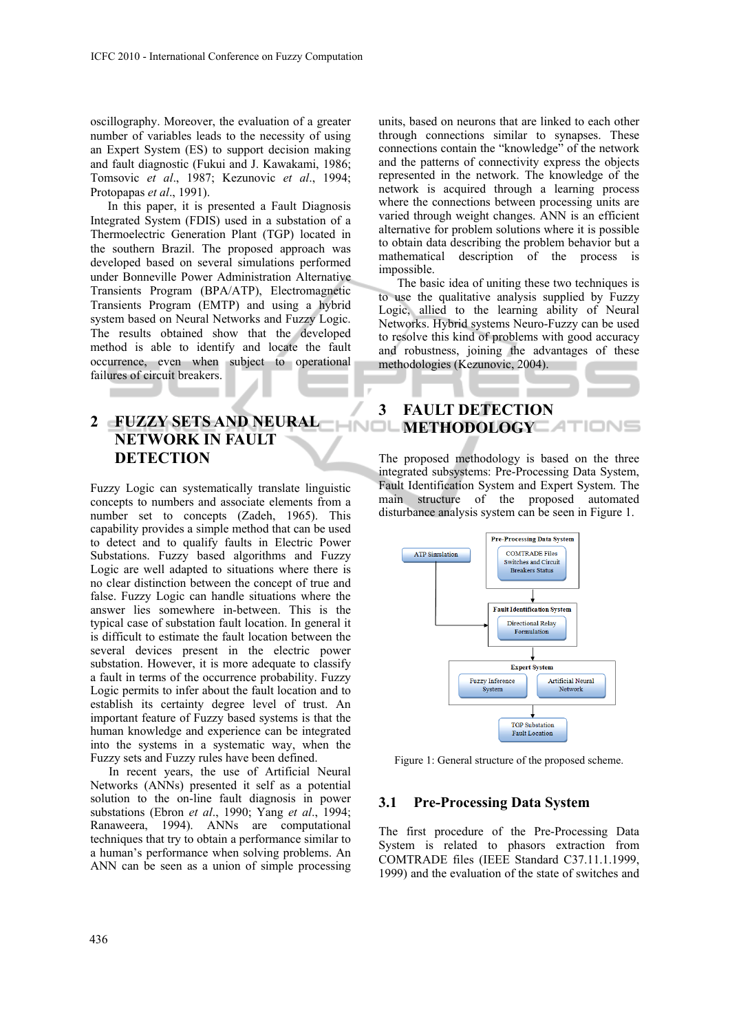oscillography. Moreover, the evaluation of a greater number of variables leads to the necessity of using an Expert System (ES) to support decision making and fault diagnostic (Fukui and J. Kawakami, 1986; Tomsovic *et al*., 1987; Kezunovic *et al*., 1994; Protopapas *et al*., 1991).

In this paper, it is presented a Fault Diagnosis Integrated System (FDIS) used in a substation of a Thermoelectric Generation Plant (TGP) located in the southern Brazil. The proposed approach was developed based on several simulations performed under Bonneville Power Administration Alternative Transients Program (BPA/ATP), Electromagnetic Transients Program (EMTP) and using a hybrid system based on Neural Networks and Fuzzy Logic. The results obtained show that the developed method is able to identify and locate the fault occurrence, even when subject to operational failures of circuit breakers.

## 2 FUZZY SETS AND NEURAL NETWORK IN FAULT DETECTION

Fuzzy Logic can systematically translate linguistic concepts to numbers and associate elements from a number set to concepts (Zadeh, 1965). This capability provides a simple method that can be used to detect and to qualify faults in Electric Power Substations. Fuzzy based algorithms and Fuzzy Logic are well adapted to situations where there is no clear distinction between the concept of true and false. Fuzzy Logic can handle situations where the answer lies somewhere in-between. This is the typical case of substation fault location. In general it is difficult to estimate the fault location between the several devices present in the electric power substation. However, it is more adequate to classify a fault in terms of the occurrence probability. Fuzzy Logic permits to infer about the fault location and to establish its certainty degree level of trust. An important feature of Fuzzy based systems is that the human knowledge and experience can be integrated into the systems in a systematic way, when the Fuzzy sets and Fuzzy rules have been defined.

In recent years, the use of Artificial Neural Networks (ANNs) presented it self as a potential solution to the on-line fault diagnosis in power substations (Ebron *et al*., 1990; Yang *et al*., 1994; Ranaweera, 1994). ANNs are computational techniques that try to obtain a performance similar to a human's performance when solving problems. An ANN can be seen as a union of simple processing units, based on neurons that are linked to each other through connections similar to synapses. These connections contain the "knowledge" of the network and the patterns of connectivity express the objects represented in the network. The knowledge of the network is acquired through a learning process where the connections between processing units are varied through weight changes. ANN is an efficient alternative for problem solutions where it is possible to obtain data describing the problem behavior but a mathematical description of the process is impossible.

The basic idea of uniting these two techniques is to use the qualitative analysis supplied by Fuzzy Logic, allied to the learning ability of Neural Networks. Hybrid systems Neuro-Fuzzy can be used to resolve this kind of problems with good accuracy and robustness, joining the advantages of these methodologies (Kezunovic, 2004).

## 3 FAULT DETECTION METHODOLOGY

The proposed methodology is based on the three integrated subsystems: Pre-Processing Data System, Fault Identification System and Expert System. The main structure of the proposed automated disturbance analysis system can be seen in Figure 1.

ATP Simulation

Pre-Processing Data System: COMTRADE Files Switches and Circuit Breakers Status

Fault Identification System: Directional Relay Formulation

Expert System: Fuzzy Inference System, Artificial Neural Network

TGP Substation Fault Location

Figure 1: General structure of the proposed scheme.

### 3.1 Pre-Processing Data System

The first procedure of the Pre-Processing Data System is related to phasors extraction from COMTRADE files (IEEE Standard C37.11.1.1999, 1999) and the evaluation of the state of switches and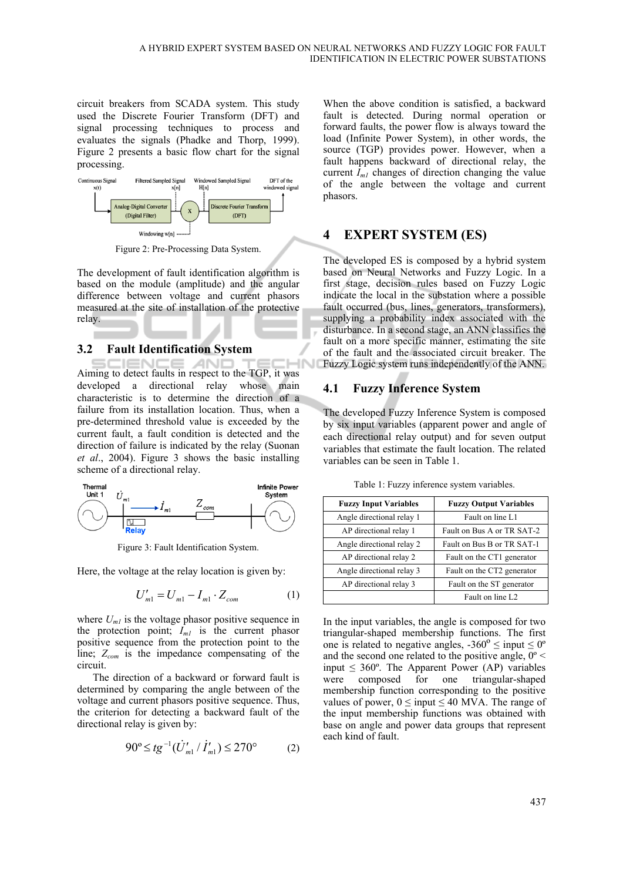circuit breakers from SCADA system. This study used the Discrete Fourier Transform (DFT) and signal processing techniques to process and evaluates the signals (Phadke and Thorp, 1999). Figure 2 presents a basic flow chart for the signal processing.

Figure 2: Pre-Processing Data System.

The development of fault identification algorithm is based on the module (amplitude) and the angular difference between voltage and current phasors measured at the site of installation of the protective relay.

## 3.2 Fault Identification System

Aiming to detect faults in respect to the TGP, it was developed a directional relay whose main characteristic is to determine the direction of a failure from its installation location. Thus, when a pre-determined threshold value is exceeded by the current fault, a fault condition is detected and the direction of failure is indicated by the relay (Suonan *et al*., 2004). Figure 3 shows the basic installing scheme of a directional relay.

Figure 3: Fault Identification System.

Here, the voltage at the relay location is given by:

$$U'_{m1} = U_{m1} - I_{m1} \cdot Z_{com} \quad (1)$$

where $U_{m1}$ is the voltage phasor positive sequence in the protection point; $I_{m1}$ is the current phasor positive sequence from the protection point to the line; $Z_{com}$ is the impedance compensating of the circuit.

The direction of a backward or forward fault is determined by comparing the angle between of the voltage and current phasors positive sequence. Thus, the criterion for detecting a backward fault of the directional relay is given by:

$$90° \leq tg^{-1}(\dot{U}'_{m1} / \dot{I}'_{m1}) \leq 270° \quad (2)$$

When the above condition is satisfied, a backward fault is detected. During normal operation or forward faults, the power flow is always toward the load (Infinite Power System), in other words, the source (TGP) provides power. However, when a fault happens backward of directional relay, the current $I_{m1}$ changes of direction changing the value of the angle between the voltage and current phasors.

# 4 EXPERT SYSTEM (ES)

The developed ES is composed by a hybrid system based on Neural Networks and Fuzzy Logic. In a first stage, decision rules based on Fuzzy Logic indicate the local in the substation where a possible fault occurred (bus, lines, generators, transformers), supplying a probability index associated with the disturbance. In a second stage, an ANN classifies the fault on a more specific manner, estimating the site of the fault and the associated circuit breaker. The Fuzzy Logic system runs independently of the ANN.

## 4.1 Fuzzy Inference System

The developed Fuzzy Inference System is composed by six input variables (apparent power and angle of each directional relay output) and for seven output variables that estimate the fault location. The related variables can be seen in Table 1.

Table 1: Fuzzy inference system variables.

| Fuzzy Input Variables | Fuzzy Output Variables |
|---|---|
| Angle directional relay 1 | Fault on line L1 |
| AP directional relay 1 | Fault on Bus A or TR SAT-2 |
| Angle directional relay 2 | Fault on Bus B or TR SAT-1 |
| AP directional relay 2 | Fault on the CT1 generator |
| Angle directional relay 3 | Fault on the CT2 generator |
| AP directional relay 3 | Fault on the ST generator |
| | Fault on line L2 |

In the input variables, the angle is composed for two triangular-shaped membership functions. The first one is related to negative angles, -360º ≤ input ≤ 0º and the second one related to the positive angle, 0º < input ≤ 360º. The Apparent Power (AP) variables were composed for one triangular-shaped membership function corresponding to the positive values of power, 0 ≤ input ≤ 40 MVA. The range of the input membership functions was obtained with base on angle and power data groups that represent each kind of fault.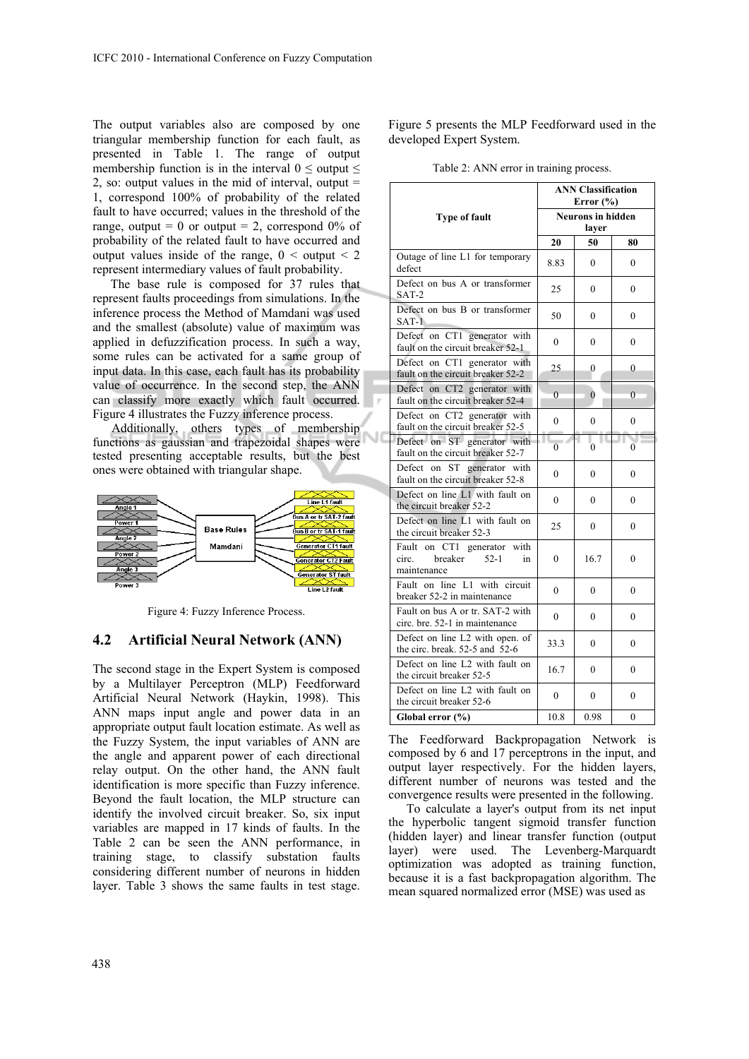The output variables also are composed by one triangular membership function for each fault, as presented in Table 1. The range of output membership function is in the interval $0 \leq$ output $\leq 2$, so: output values in the mid of interval, output = 1, correspond 100% of probability of the related fault to have occurred; values in the threshold of the range, output = 0 or output = 2, correspond 0% of probability of the related fault to have occurred and output values inside of the range, $0 <$ output $< 2$ represent intermediary values of fault probability.

The base rule is composed for 37 rules that represent faults proceedings from simulations. In the inference process the Method of Mamdani was used and the smallest (absolute) value of maximum was applied in defuzzification process. In such a way, some rules can be activated for a same group of input data. In this case, each fault has its probability value of occurrence. In the second step, the ANN can classify more exactly which fault occurred. Figure 4 illustrates the Fuzzy inference process.

Additionally, others types of membership functions as gaussian and trapezoidal shapes were tested presenting acceptable results, but the best ones were obtained with triangular shape.

Figure 4: Fuzzy Inference Process.

## 4.2 Artificial Neural Network (ANN)

The second stage in the Expert System is composed by a Multilayer Perceptron (MLP) Feedforward Artificial Neural Network (Haykin, 1998). This ANN maps input angle and power data in an appropriate output fault location estimate. As well as the Fuzzy System, the input variables of ANN are the angle and apparent power of each directional relay output. On the other hand, the ANN fault identification is more specific than Fuzzy inference. Beyond the fault location, the MLP structure can identify the involved circuit breaker. So, six input variables are mapped in 17 kinds of faults. In the Table 2 can be seen the ANN performance, in training stage, to classify substation faults considering different number of neurons in hidden layer. Table 3 shows the same faults in test stage.

Figure 5 presents the MLP Feedforward used in the developed Expert System.

Table 2: ANN error in training process.

| Type of fault | ANN Classification Error (%) | | |
|---|---|---|---|
| | Neurons in hidden layer | | |
| | 20 | 50 | 80 |
| Outage of line L1 for temporary defect | 8.83 | 0 | 0 |
| Defect on bus A or transformer SAT-2 | 25 | 0 | 0 |
| Defect on bus B or transformer SAT-1 | 50 | 0 | 0 |
| Defect on CT1 generator with fault on the circuit breaker 52-1 | 0 | 0 | 0 |
| Defect on CT1 generator with fault on the circuit breaker 52-2 | 25 | 0 | 0 |
| Defect on CT2 generator with fault on the circuit breaker 52-4 | 0 | 0 | 0 |
| Defect on CT2 generator with fault on the circuit breaker 52-5 | 0 | 0 | 0 |
| Defect on ST generator with fault on the circuit breaker 52-7 | 0 | 0 | 0 |
| Defect on ST generator with fault on the circuit breaker 52-8 | 0 | 0 | 0 |
| Defect on line L1 with fault on the circuit breaker 52-2 | 0 | 0 | 0 |
| Defect on line L1 with fault on the circuit breaker 52-3 | 25 | 0 | 0 |
| Fault on CT1 generator with circ. breaker 52-1 in maintenance | 0 | 16.7 | 0 |
| Fault on line L1 with circuit breaker 52-2 in maintenance | 0 | 0 | 0 |
| Fault on bus A or tr. SAT-2 with circ. bre. 52-1 in maintenance | 0 | 0 | 0 |
| Defect on line L2 with open. of the circ. break. 52-5 and 52-6 | 33.3 | 0 | 0 |
| Defect on line L2 with fault on the circuit breaker 52-5 | 16.7 | 0 | 0 |
| Defect on line L2 with fault on the circuit breaker 52-6 | 0 | 0 | 0 |
| **Global error (%)** | 10.8 | 0.98 | 0 |

The Feedforward Backpropagation Network is composed by 6 and 17 perceptrons in the input, and output layer respectively. For the hidden layers, different number of neurons was tested and the convergence results were presented in the following.

To calculate a layer's output from its net input the hyperbolic tangent sigmoid transfer function (hidden layer) and linear transfer function (output layer) were used. The Levenberg-Marquardt optimization was adopted as training function, because it is a fast backpropagation algorithm. The mean squared normalized error (MSE) was used as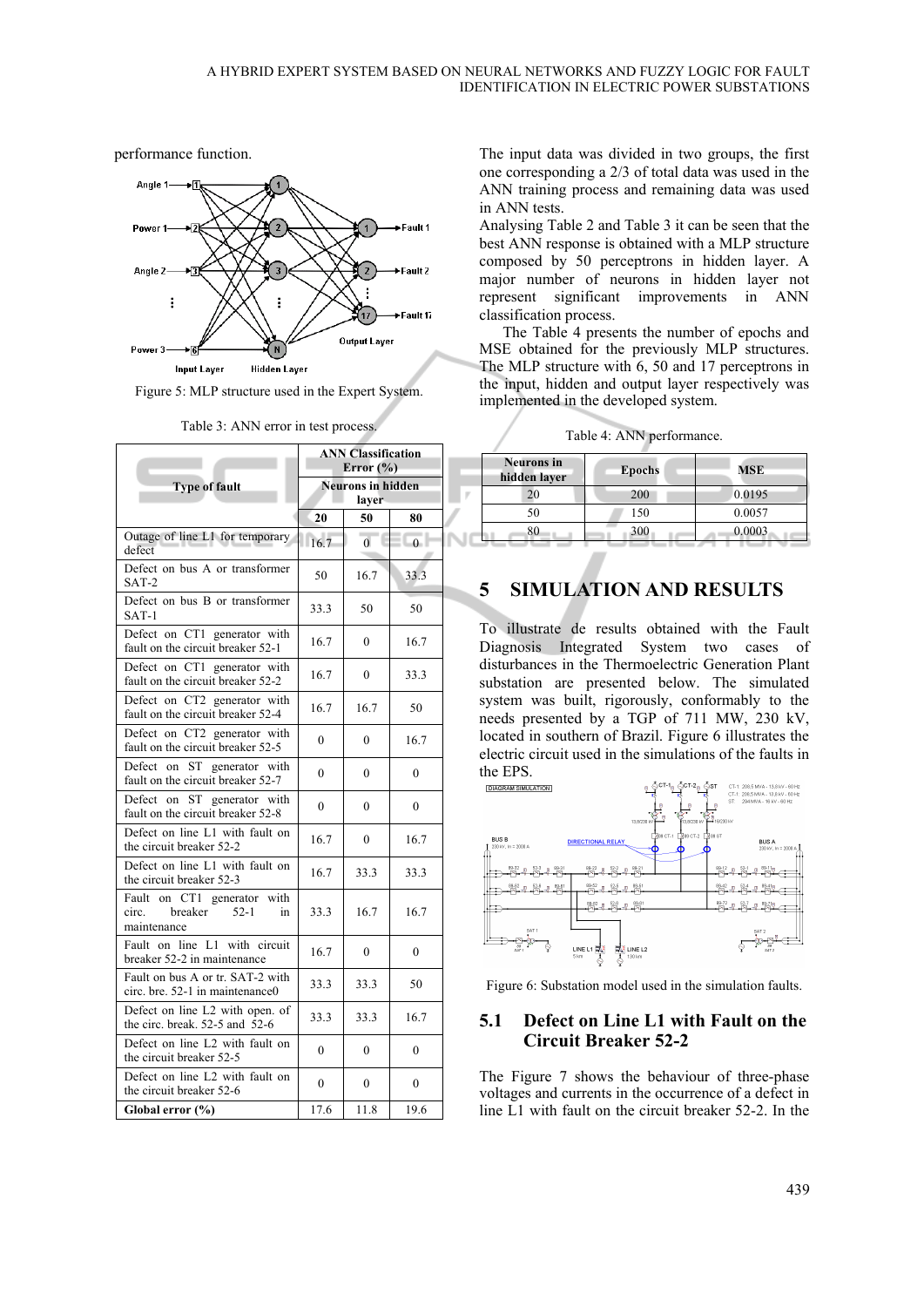performance function.

Figure 5: MLP structure used in the Expert System.

Table 3: ANN error in test process.

| Type of fault | ANN Classification Error (%) | | |
|---|---|---|---|
| | Neurons in hidden layer | | |
| | 20 | 50 | 80 |
| Outage of line L1 for temporary defect | 16.7 | 0 | 0 |
| Defect on bus A or transformer SAT-2 | 50 | 16.7 | 33.3 |
| Defect on bus B or transformer SAT-1 | 33.3 | 50 | 50 |
| Defect on CT1 generator with fault on the circuit breaker 52-1 | 16.7 | 0 | 16.7 |
| Defect on CT1 generator with fault on the circuit breaker 52-2 | 16.7 | 0 | 33.3 |
| Defect on CT2 generator with fault on the circuit breaker 52-4 | 16.7 | 16.7 | 50 |
| Defect on CT2 generator with fault on the circuit breaker 52-5 | 0 | 0 | 16.7 |
| Defect on ST generator with fault on the circuit breaker 52-7 | 0 | 0 | 0 |
| Defect on ST generator with fault on the circuit breaker 52-8 | 0 | 0 | 0 |
| Defect on line L1 with fault on the circuit breaker 52-2 | 16.7 | 0 | 16.7 |
| Defect on line L1 with fault on the circuit breaker 52-3 | 16.7 | 33.3 | 33.3 |
| Fault on CT1 generator with circ. breaker 52-1 in maintenance | 33.3 | 16.7 | 16.7 |
| Fault on line L1 with circuit breaker 52-2 in maintenance | 16.7 | 0 | 0 |
| Fault on bus A or tr. SAT-2 with circ. bre. 52-1 in maintenance0 | 33.3 | 33.3 | 50 |
| Defect on line L2 with open. of the circ. break. 52-5 and 52-6 | 33.3 | 33.3 | 16.7 |
| Defect on line L2 with fault on the circuit breaker 52-5 | 0 | 0 | 0 |
| Defect on line L2 with fault on the circuit breaker 52-6 | 0 | 0 | 0 |
| **Global error (%)** | 17.6 | 11.8 | 19.6 |

The input data was divided in two groups, the first one corresponding a 2/3 of total data was used in the ANN training process and remaining data was used in ANN tests.

Analysing Table 2 and Table 3 it can be seen that the best ANN response is obtained with a MLP structure composed by 50 perceptrons in hidden layer. A major number of neurons in hidden layer not represent significant improvements in ANN classification process.

The Table 4 presents the number of epochs and MSE obtained for the previously MLP structures. The MLP structure with 6, 50 and 17 perceptrons in the input, hidden and output layer respectively was implemented in the developed system.

Table 4: ANN performance.

| Neurons in hidden layer | Epochs | MSE |
|---|---|---|
| 20 | 200 | 0.0195 |
| 50 | 150 | 0.0057 |
| 80 | 300 | 0.0003 |

## 5 SIMULATION AND RESULTS

To illustrate de results obtained with the Fault Diagnosis Integrated System two cases of disturbances in the Thermoelectric Generation Plant substation are presented below. The simulated system was built, rigorously, conformably to the needs presented by a TGP of 711 MW, 230 kV, located in southern of Brazil. Figure 6 illustrates the electric circuit used in the simulations of the faults in the EPS.

Figure 6: Substation model used in the simulation faults.

### 5.1 Defect on Line L1 with Fault on the Circuit Breaker 52-2

The Figure 7 shows the behaviour of three-phase voltages and currents in the occurrence of a defect in line L1 with fault on the circuit breaker 52-2. In the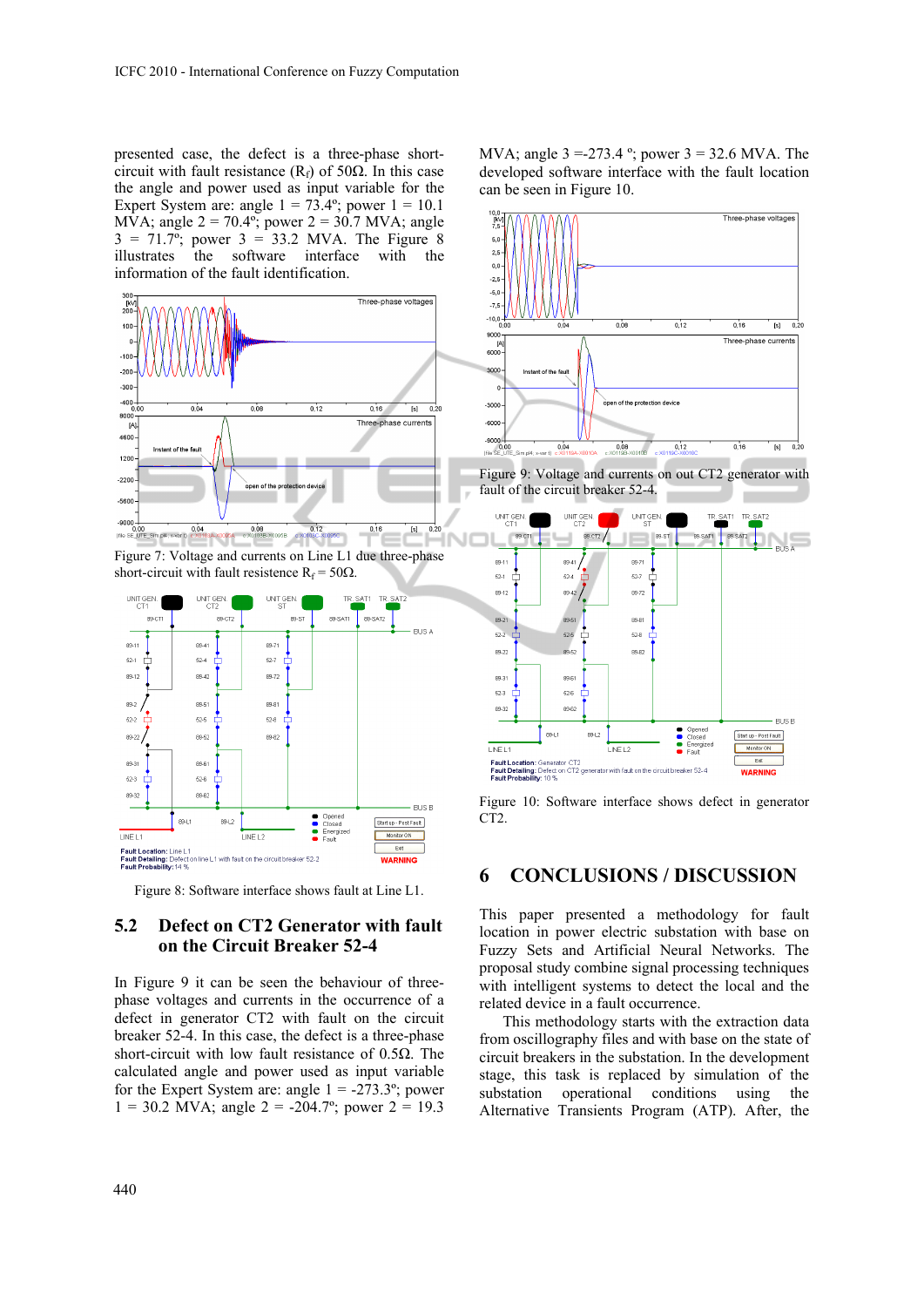presented case, the defect is a three-phase short-circuit with fault resistance ($R_f$) of 50Ω. In this case the angle and power used as input variable for the Expert System are: angle 1 = 73.4º; power 1 = 10.1 MVA; angle 2 = 70.4º; power 2 = 30.7 MVA; angle 3 = 71.7º; power 3 = 33.2 MVA. The Figure 8 illustrates the software interface with the information of the fault identification.

Figure 7: Voltage and currents on Line L1 due three-phase short-circuit with fault resistence $R_f$ = 50Ω.

Figure 8: Software interface shows fault at Line L1.

## 5.2 Defect on CT2 Generator with fault on the Circuit Breaker 52-4

In Figure 9 it can be seen the behaviour of three-phase voltages and currents in the occurrence of a defect in generator CT2 with fault on the circuit breaker 52-4. In this case, the defect is a three-phase short-circuit with low fault resistance of 0.5Ω. The calculated angle and power used as input variable for the Expert System are: angle 1 = -273.3º; power 1 = 30.2 MVA; angle 2 = -204.7º; power 2 = 19.3 MVA; angle 3 =-273.4 º; power 3 = 32.6 MVA. The developed software interface with the fault location can be seen in Figure 10.

Figure 9: Voltage and currents on out CT2 generator with fault of the circuit breaker 52-4.

Figure 10: Software interface shows defect in generator CT2.

# 6 CONCLUSIONS / DISCUSSION

This paper presented a methodology for fault location in power electric substation with base on Fuzzy Sets and Artificial Neural Networks. The proposal study combine signal processing techniques with intelligent systems to detect the local and the related device in a fault occurrence.

This methodology starts with the extraction data from oscillography files and with base on the state of circuit breakers in the substation. In the development stage, this task is replaced by simulation of the substation operational conditions using the Alternative Transients Program (ATP). After, the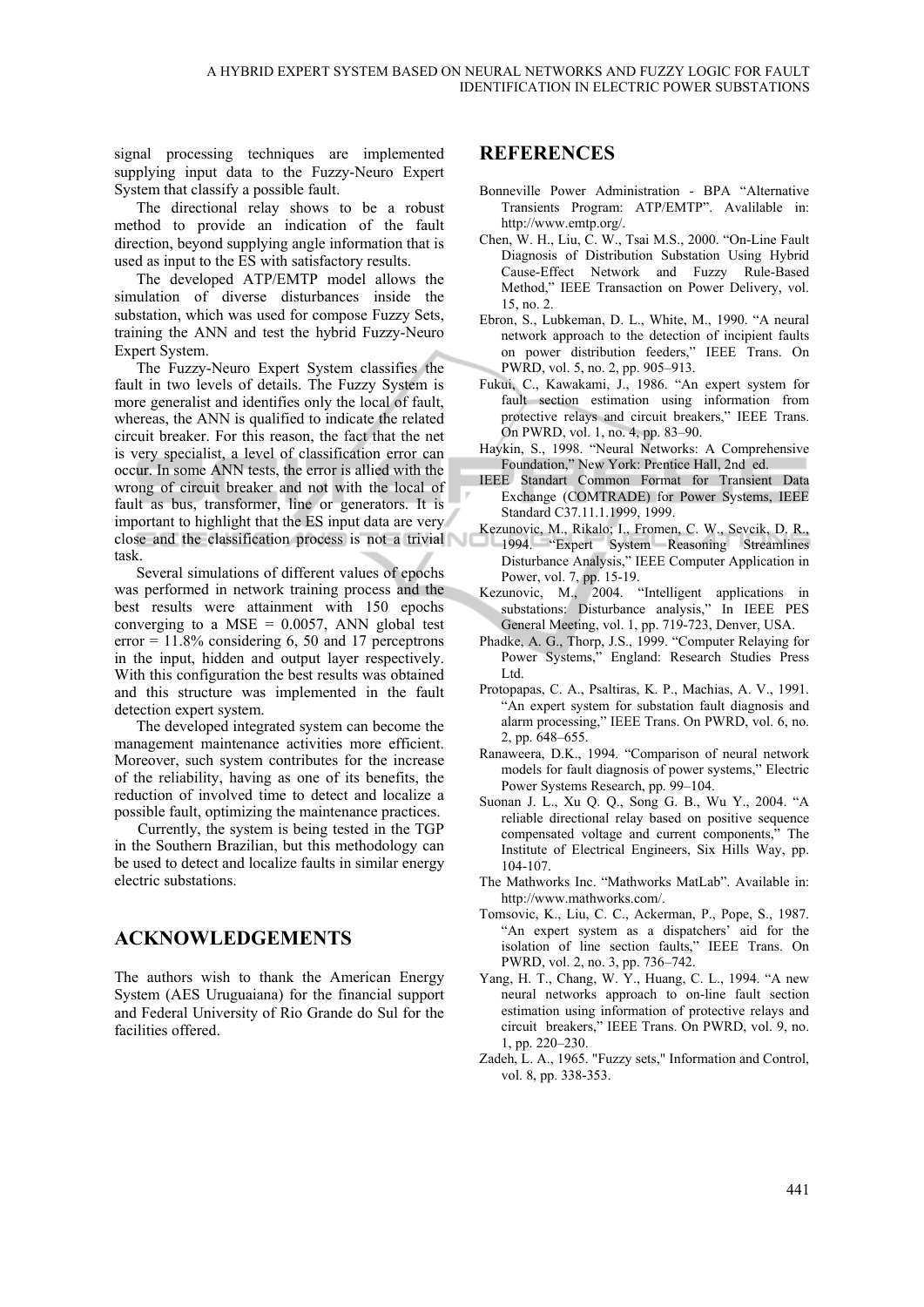signal processing techniques are implemented supplying input data to the Fuzzy-Neuro Expert System that classify a possible fault.

The directional relay shows to be a robust method to provide an indication of the fault direction, beyond supplying angle information that is used as input to the ES with satisfactory results.

The developed ATP/EMTP model allows the simulation of diverse disturbances inside the substation, which was used for compose Fuzzy Sets, training the ANN and test the hybrid Fuzzy-Neuro Expert System.

The Fuzzy-Neuro Expert System classifies the fault in two levels of details. The Fuzzy System is more generalist and identifies only the local of fault, whereas, the ANN is qualified to indicate the related circuit breaker. For this reason, the fact that the net is very specialist, a level of classification error can occur. In some ANN tests, the error is allied with the wrong of circuit breaker and not with the local of fault as bus, transformer, line or generators. It is important to highlight that the ES input data are very close and the classification process is not a trivial task.

Several simulations of different values of epochs was performed in network training process and the best results were attainment with 150 epochs converging to a MSE = 0.0057, ANN global test error = 11.8% considering 6, 50 and 17 perceptrons in the input, hidden and output layer respectively. With this configuration the best results was obtained and this structure was implemented in the fault detection expert system.

The developed integrated system can become the management maintenance activities more efficient. Moreover, such system contributes for the increase of the reliability, having as one of its benefits, the reduction of involved time to detect and localize a possible fault, optimizing the maintenance practices.

Currently, the system is being tested in the TGP in the Southern Brazilian, but this methodology can be used to detect and localize faults in similar energy electric substations.

## ACKNOWLEDGEMENTS

The authors wish to thank the American Energy System (AES Uruguaiana) for the financial support and Federal University of Rio Grande do Sul for the facilities offered.

## REFERENCES

Bonneville Power Administration - BPA "Alternative Transients Program: ATP/EMTP". Avalilable in: http://www.emtp.org/.

Chen, W. H., Liu, C. W., Tsai M.S., 2000. "On-Line Fault Diagnosis of Distribution Substation Using Hybrid Cause-Effect Network and Fuzzy Rule-Based Method," IEEE Transaction on Power Delivery, vol. 15, no. 2.

Ebron, S., Lubkeman, D. L., White, M., 1990. "A neural network approach to the detection of incipient faults on power distribution feeders," IEEE Trans. On PWRD, vol. 5, no. 2, pp. 905–913.

Fukui, C., Kawakami, J., 1986. "An expert system for fault section estimation using information from protective relays and circuit breakers," IEEE Trans. On PWRD, vol. 1, no. 4, pp. 83–90.

Haykin, S., 1998. "Neural Networks: A Comprehensive Foundation," New York: Prentice Hall, 2nd ed.

IEEE Standart Common Format for Transient Data Exchange (COMTRADE) for Power Systems, IEEE Standard C37.11.1.1999, 1999.

Kezunovic, M., Rikalo, I., Fromen, C. W., Sevcik, D. R., 1994. "Expert System Reasoning Streamlines Disturbance Analysis," IEEE Computer Application in Power, vol. 7, pp. 15-19.

Kezunovic, M., 2004. "Intelligent applications in substations: Disturbance analysis," In IEEE PES General Meeting, vol. 1, pp. 719-723, Denver, USA.

Phadke, A. G., Thorp, J.S., 1999. "Computer Relaying for Power Systems," England: Research Studies Press Ltd.

Protopapas, C. A., Psaltiras, K. P., Machias, A. V., 1991. "An expert system for substation fault diagnosis and alarm processing," IEEE Trans. On PWRD, vol. 6, no. 2, pp. 648–655.

Ranaweera, D.K., 1994. "Comparison of neural network models for fault diagnosis of power systems," Electric Power Systems Research, pp. 99–104.

Suonan J. L., Xu Q. Q., Song G. B., Wu Y., 2004. "A reliable directional relay based on positive sequence compensated voltage and current components," The Institute of Electrical Engineers, Six Hills Way, pp. 104-107.

The Mathworks Inc. "Mathworks MatLab". Available in: http://www.mathworks.com/.

Tomsovic, K., Liu, C. C., Ackerman, P., Pope, S., 1987. "An expert system as a dispatchers' aid for the isolation of line section faults," IEEE Trans. On PWRD, vol. 2, no. 3, pp. 736–742.

Yang, H. T., Chang, W. Y., Huang, C. L., 1994. "A new neural networks approach to on-line fault section estimation using information of protective relays and circuit breakers," IEEE Trans. On PWRD, vol. 9, no. 1, pp. 220–230.

Zadeh, L. A., 1965. "Fuzzy sets," Information and Control, vol. 8, pp. 338-353.